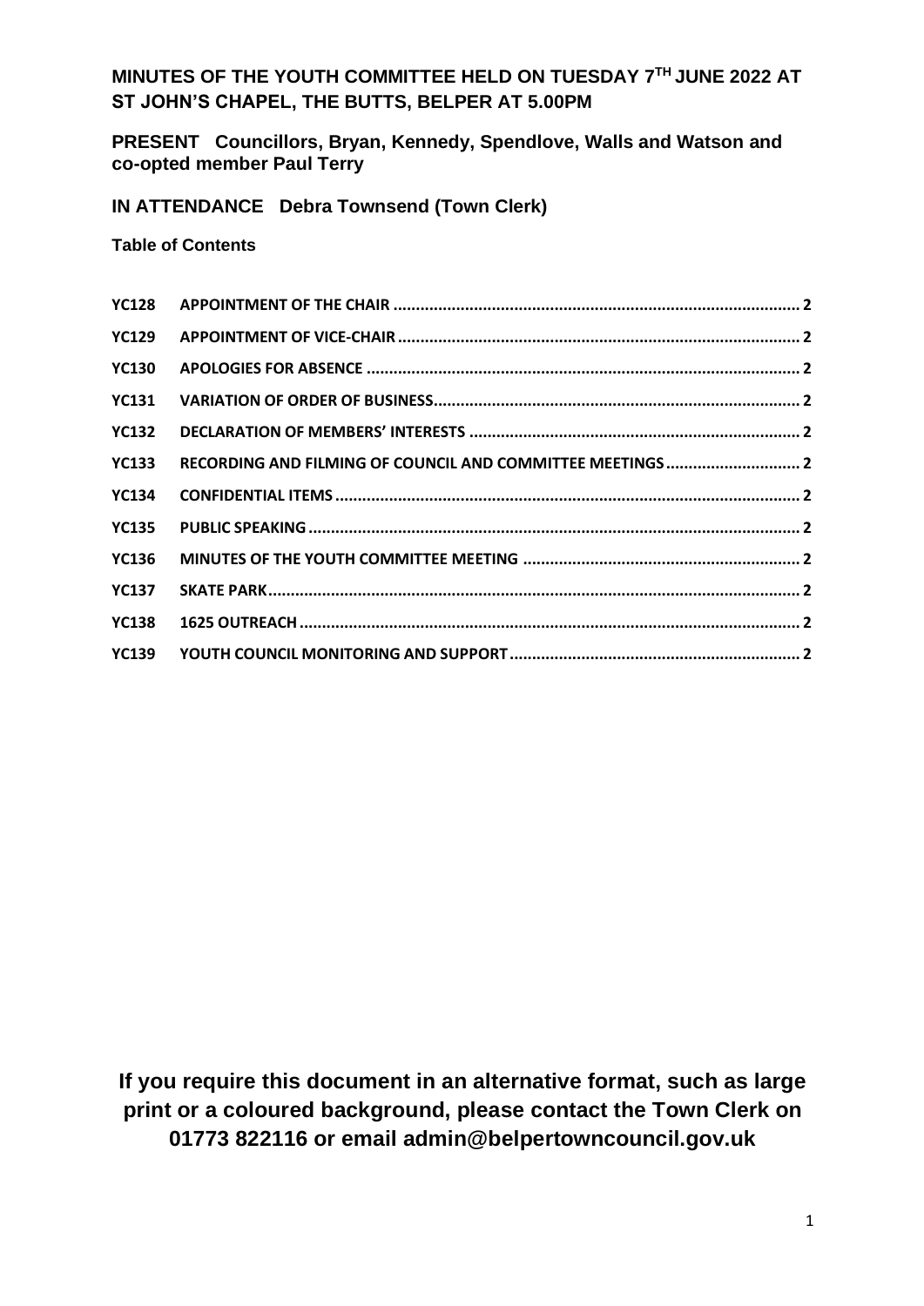# MINUTES OF THE YOUTH COMMITTEE HELD ON TUESDAY 7TH JUNE 2022 AT ST JOHN'S CHAPEL, THE BUTTS, BELPER AT 5.00PM

**PRESENT Councillors, Bryan, Kennedy, Spendlove, Walls and Watson and co-opted member Paul Terry**

**IN ATTENDANCE Debra Townsend (Town Clerk)**

**Table of Contents**

| | | |
|---|---|---|
| **YC128** | **APPOINTMENT OF THE CHAIR** | **2** |
| **YC129** | **APPOINTMENT OF VICE-CHAIR** | **2** |
| **YC130** | **APOLOGIES FOR ABSENCE** | **2** |
| **YC131** | **VARIATION OF ORDER OF BUSINESS** | **2** |
| **YC132** | **DECLARATION OF MEMBERS' INTERESTS** | **2** |
| **YC133** | **RECORDING AND FILMING OF COUNCIL AND COMMITTEE MEETINGS** | **2** |
| **YC134** | **CONFIDENTIAL ITEMS** | **2** |
| **YC135** | **PUBLIC SPEAKING** | **2** |
| **YC136** | **MINUTES OF THE YOUTH COMMITTEE MEETING** | **2** |
| **YC137** | **SKATE PARK** | **2** |
| **YC138** | **1625 OUTREACH** | **2** |
| **YC139** | **YOUTH COUNCIL MONITORING AND SUPPORT** | **2** |

**If you require this document in an alternative format, such as large print or a coloured background, please contact the Town Clerk on 01773 822116 or email admin@belpertowncouncil.gov.uk**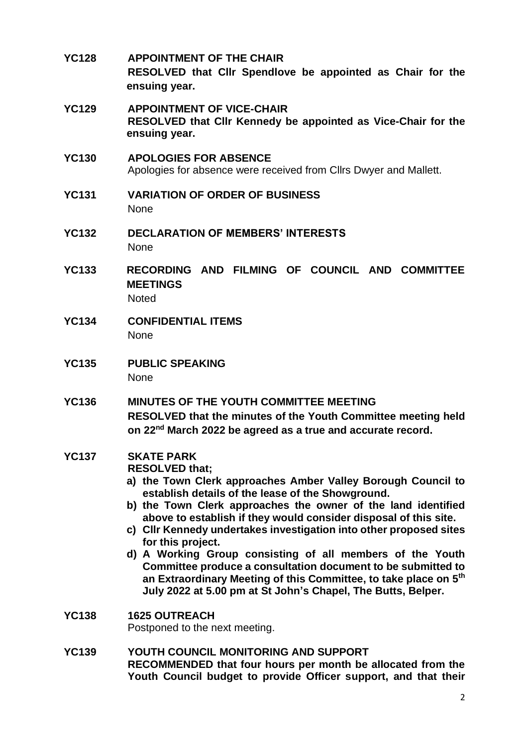**YC128 APPOINTMENT OF THE CHAIR**

**RESOLVED that Cllr Spendlove be appointed as Chair for the ensuing year.**

**YC129 APPOINTMENT OF VICE-CHAIR**

**RESOLVED that Cllr Kennedy be appointed as Vice-Chair for the ensuing year.**

**YC130 APOLOGIES FOR ABSENCE**

Apologies for absence were received from Cllrs Dwyer and Mallett.

**YC131 VARIATION OF ORDER OF BUSINESS**

None

**YC132 DECLARATION OF MEMBERS' INTERESTS**

None

**YC133 RECORDING AND FILMING OF COUNCIL AND COMMITTEE MEETINGS**

Noted

**YC134 CONFIDENTIAL ITEMS**

None

**YC135 PUBLIC SPEAKING**

None

**YC136 MINUTES OF THE YOUTH COMMITTEE MEETING**

**RESOLVED that the minutes of the Youth Committee meeting held on 22nd March 2022 be agreed as a true and accurate record.**

**YC137 SKATE PARK**

**RESOLVED that;**

**a) the Town Clerk approaches Amber Valley Borough Council to establish details of the lease of the Showground.**

**b) the Town Clerk approaches the owner of the land identified above to establish if they would consider disposal of this site.**

**c) Cllr Kennedy undertakes investigation into other proposed sites for this project.**

**d) A Working Group consisting of all members of the Youth Committee produce a consultation document to be submitted to an Extraordinary Meeting of this Committee, to take place on 5th July 2022 at 5.00 pm at St John's Chapel, The Butts, Belper.**

**YC138 1625 OUTREACH**

Postponed to the next meeting.

**YC139 YOUTH COUNCIL MONITORING AND SUPPORT**

**RECOMMENDED that four hours per month be allocated from the Youth Council budget to provide Officer support, and that their**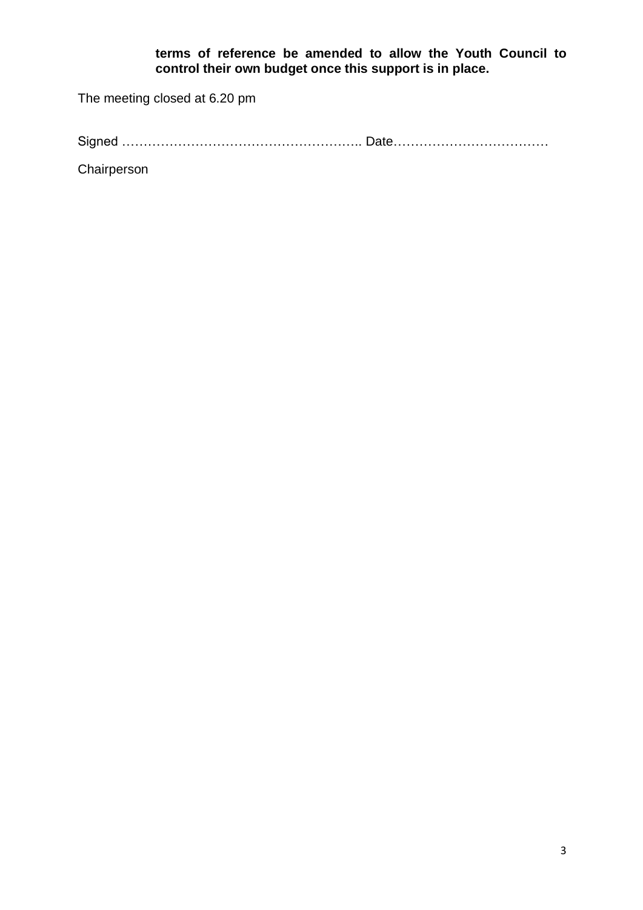**terms of reference be amended to allow the Youth Council to control their own budget once this support is in place.**

The meeting closed at 6.20 pm

Signed ……………………………………………….. Date………………………………

Chairperson